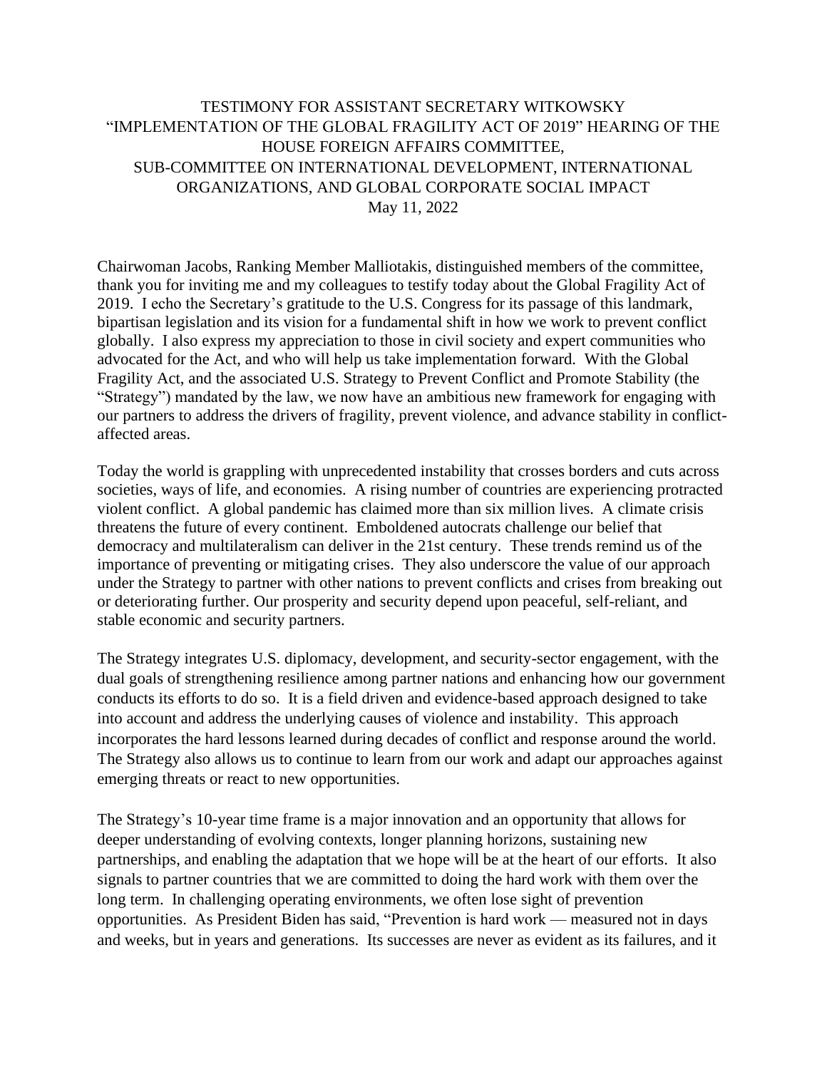# TESTIMONY FOR ASSISTANT SECRETARY WITKOWSKY "IMPLEMENTATION OF THE GLOBAL FRAGILITY ACT OF 2019" HEARING OF THE HOUSE FOREIGN AFFAIRS COMMITTEE, SUB-COMMITTEE ON INTERNATIONAL DEVELOPMENT, INTERNATIONAL ORGANIZATIONS, AND GLOBAL CORPORATE SOCIAL IMPACT

May 11, 2022

Chairwoman Jacobs, Ranking Member Malliotakis, distinguished members of the committee, thank you for inviting me and my colleagues to testify today about the Global Fragility Act of 2019. I echo the Secretary's gratitude to the U.S. Congress for its passage of this landmark, bipartisan legislation and its vision for a fundamental shift in how we work to prevent conflict globally. I also express my appreciation to those in civil society and expert communities who advocated for the Act, and who will help us take implementation forward. With the Global Fragility Act, and the associated U.S. Strategy to Prevent Conflict and Promote Stability (the "Strategy") mandated by the law, we now have an ambitious new framework for engaging with our partners to address the drivers of fragility, prevent violence, and advance stability in conflict-affected areas.

Today the world is grappling with unprecedented instability that crosses borders and cuts across societies, ways of life, and economies. A rising number of countries are experiencing protracted violent conflict. A global pandemic has claimed more than six million lives. A climate crisis threatens the future of every continent. Emboldened autocrats challenge our belief that democracy and multilateralism can deliver in the 21st century. These trends remind us of the importance of preventing or mitigating crises. They also underscore the value of our approach under the Strategy to partner with other nations to prevent conflicts and crises from breaking out or deteriorating further. Our prosperity and security depend upon peaceful, self-reliant, and stable economic and security partners.

The Strategy integrates U.S. diplomacy, development, and security-sector engagement, with the dual goals of strengthening resilience among partner nations and enhancing how our government conducts its efforts to do so. It is a field driven and evidence-based approach designed to take into account and address the underlying causes of violence and instability. This approach incorporates the hard lessons learned during decades of conflict and response around the world. The Strategy also allows us to continue to learn from our work and adapt our approaches against emerging threats or react to new opportunities.

The Strategy's 10-year time frame is a major innovation and an opportunity that allows for deeper understanding of evolving contexts, longer planning horizons, sustaining new partnerships, and enabling the adaptation that we hope will be at the heart of our efforts. It also signals to partner countries that we are committed to doing the hard work with them over the long term. In challenging operating environments, we often lose sight of prevention opportunities. As President Biden has said, "Prevention is hard work — measured not in days and weeks, but in years and generations. Its successes are never as evident as its failures, and it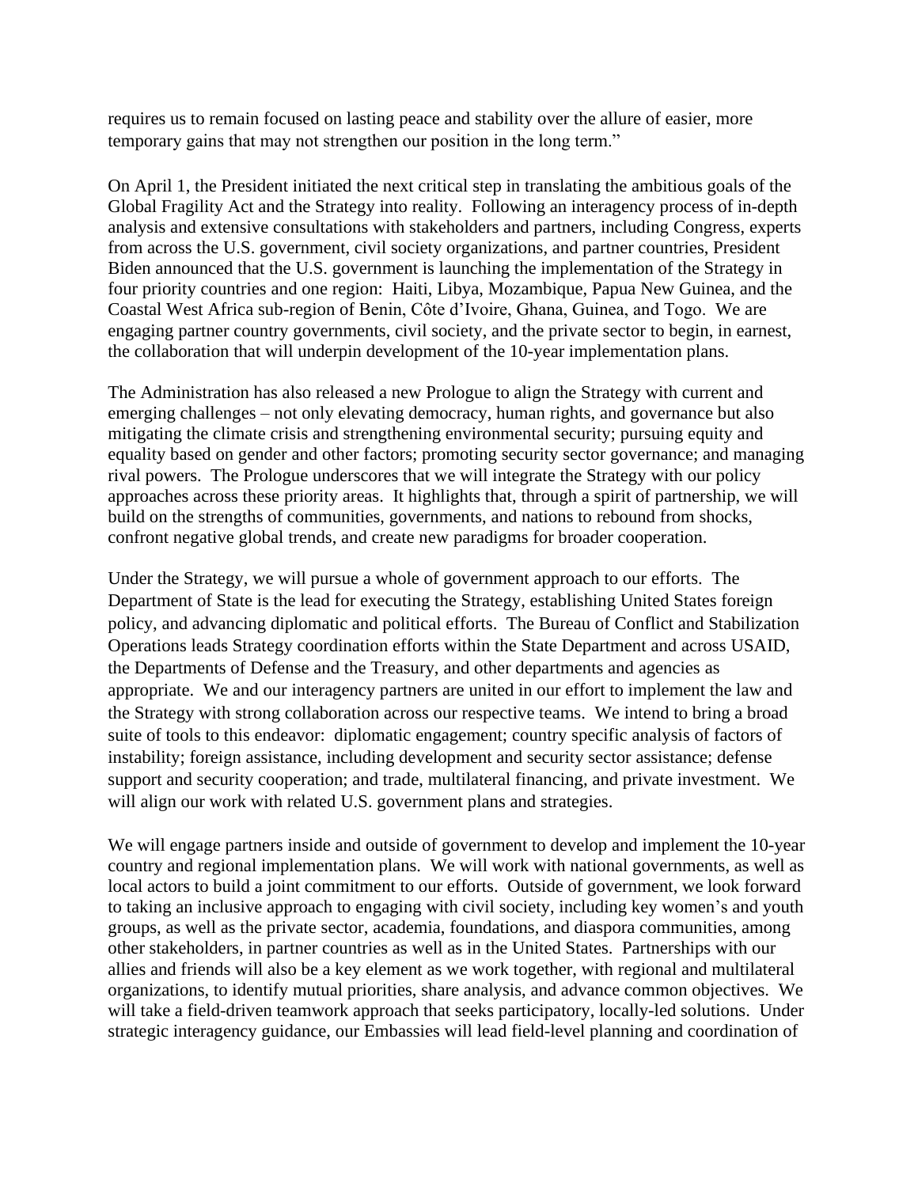requires us to remain focused on lasting peace and stability over the allure of easier, more temporary gains that may not strengthen our position in the long term."

On April 1, the President initiated the next critical step in translating the ambitious goals of the Global Fragility Act and the Strategy into reality. Following an interagency process of in-depth analysis and extensive consultations with stakeholders and partners, including Congress, experts from across the U.S. government, civil society organizations, and partner countries, President Biden announced that the U.S. government is launching the implementation of the Strategy in four priority countries and one region: Haiti, Libya, Mozambique, Papua New Guinea, and the Coastal West Africa sub-region of Benin, Côte d'Ivoire, Ghana, Guinea, and Togo. We are engaging partner country governments, civil society, and the private sector to begin, in earnest, the collaboration that will underpin development of the 10-year implementation plans.

The Administration has also released a new Prologue to align the Strategy with current and emerging challenges – not only elevating democracy, human rights, and governance but also mitigating the climate crisis and strengthening environmental security; pursuing equity and equality based on gender and other factors; promoting security sector governance; and managing rival powers. The Prologue underscores that we will integrate the Strategy with our policy approaches across these priority areas. It highlights that, through a spirit of partnership, we will build on the strengths of communities, governments, and nations to rebound from shocks, confront negative global trends, and create new paradigms for broader cooperation.

Under the Strategy, we will pursue a whole of government approach to our efforts. The Department of State is the lead for executing the Strategy, establishing United States foreign policy, and advancing diplomatic and political efforts. The Bureau of Conflict and Stabilization Operations leads Strategy coordination efforts within the State Department and across USAID, the Departments of Defense and the Treasury, and other departments and agencies as appropriate. We and our interagency partners are united in our effort to implement the law and the Strategy with strong collaboration across our respective teams. We intend to bring a broad suite of tools to this endeavor: diplomatic engagement; country specific analysis of factors of instability; foreign assistance, including development and security sector assistance; defense support and security cooperation; and trade, multilateral financing, and private investment. We will align our work with related U.S. government plans and strategies.

We will engage partners inside and outside of government to develop and implement the 10-year country and regional implementation plans. We will work with national governments, as well as local actors to build a joint commitment to our efforts. Outside of government, we look forward to taking an inclusive approach to engaging with civil society, including key women's and youth groups, as well as the private sector, academia, foundations, and diaspora communities, among other stakeholders, in partner countries as well as in the United States. Partnerships with our allies and friends will also be a key element as we work together, with regional and multilateral organizations, to identify mutual priorities, share analysis, and advance common objectives. We will take a field-driven teamwork approach that seeks participatory, locally-led solutions. Under strategic interagency guidance, our Embassies will lead field-level planning and coordination of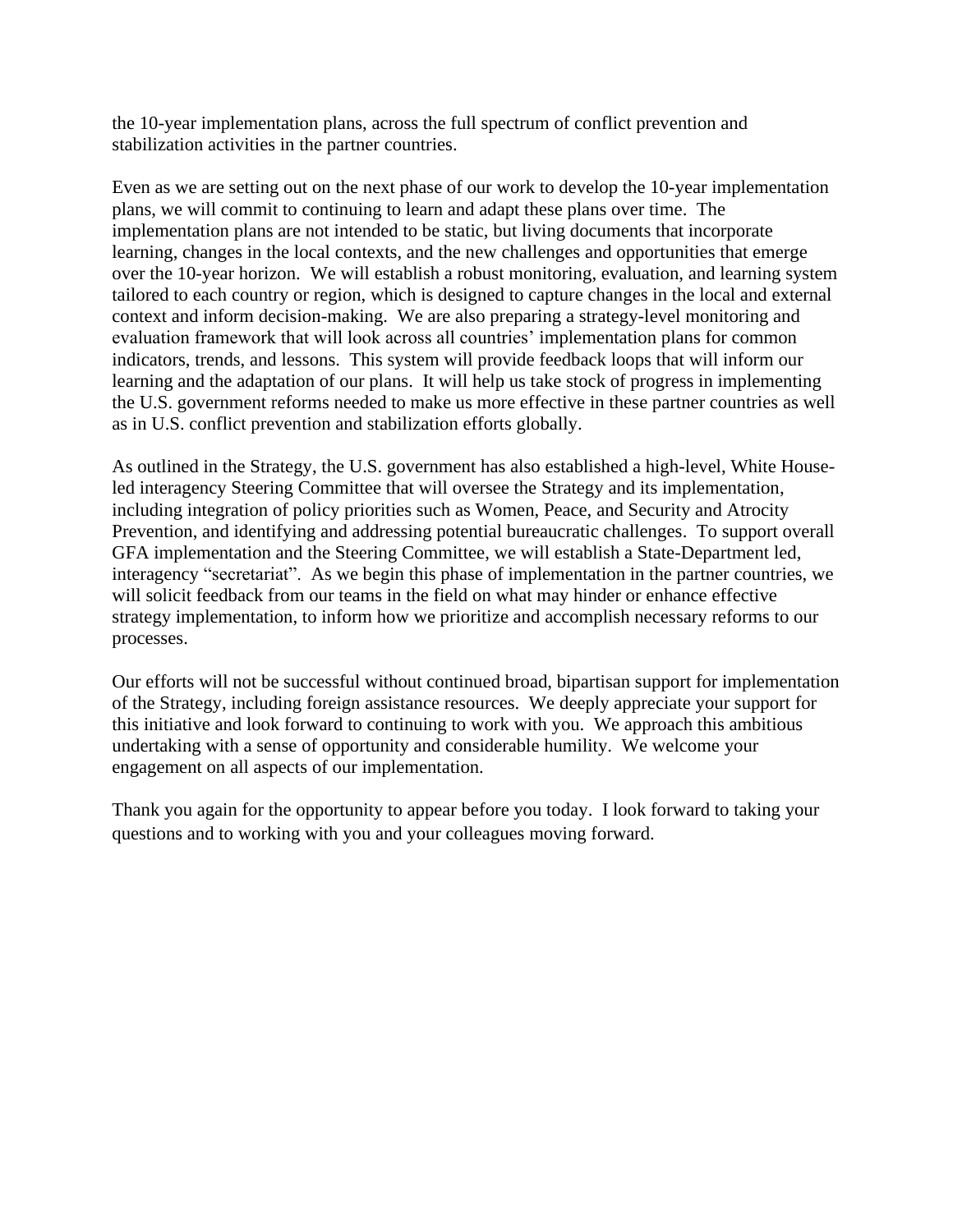the 10-year implementation plans, across the full spectrum of conflict prevention and stabilization activities in the partner countries.

Even as we are setting out on the next phase of our work to develop the 10-year implementation plans, we will commit to continuing to learn and adapt these plans over time. The implementation plans are not intended to be static, but living documents that incorporate learning, changes in the local contexts, and the new challenges and opportunities that emerge over the 10-year horizon. We will establish a robust monitoring, evaluation, and learning system tailored to each country or region, which is designed to capture changes in the local and external context and inform decision-making. We are also preparing a strategy-level monitoring and evaluation framework that will look across all countries' implementation plans for common indicators, trends, and lessons. This system will provide feedback loops that will inform our learning and the adaptation of our plans. It will help us take stock of progress in implementing the U.S. government reforms needed to make us more effective in these partner countries as well as in U.S. conflict prevention and stabilization efforts globally.

As outlined in the Strategy, the U.S. government has also established a high-level, White House-led interagency Steering Committee that will oversee the Strategy and its implementation, including integration of policy priorities such as Women, Peace, and Security and Atrocity Prevention, and identifying and addressing potential bureaucratic challenges. To support overall GFA implementation and the Steering Committee, we will establish a State-Department led, interagency "secretariat". As we begin this phase of implementation in the partner countries, we will solicit feedback from our teams in the field on what may hinder or enhance effective strategy implementation, to inform how we prioritize and accomplish necessary reforms to our processes.

Our efforts will not be successful without continued broad, bipartisan support for implementation of the Strategy, including foreign assistance resources. We deeply appreciate your support for this initiative and look forward to continuing to work with you. We approach this ambitious undertaking with a sense of opportunity and considerable humility. We welcome your engagement on all aspects of our implementation.

Thank you again for the opportunity to appear before you today. I look forward to taking your questions and to working with you and your colleagues moving forward.